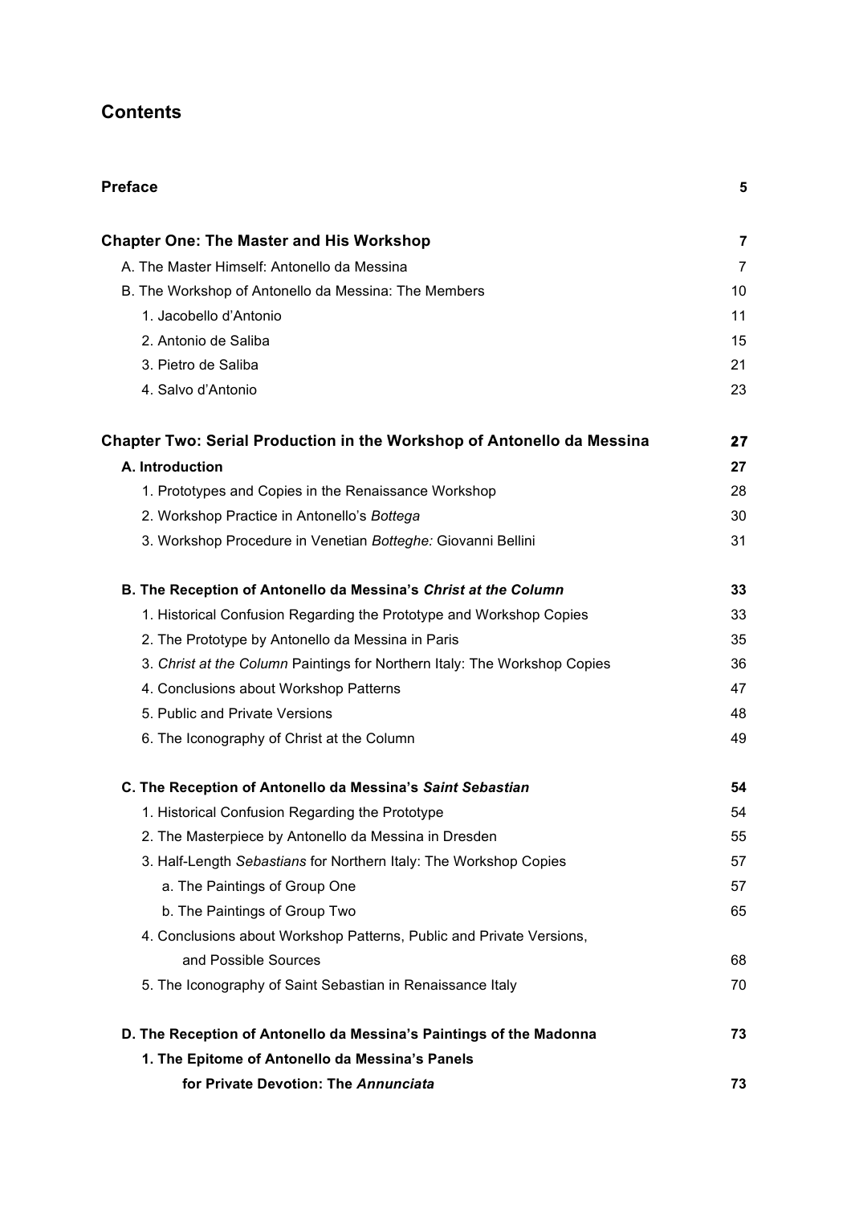# Contents

| | |
|---|---|
| **Preface** | **5** |
| **Chapter One: The Master and His Workshop** | **7** |
| A. The Master Himself: Antonello da Messina | 7 |
| B. The Workshop of Antonello da Messina: The Members | 10 |
| 1. Jacobello d'Antonio | 11 |
| 2. Antonio de Saliba | 15 |
| 3. Pietro de Saliba | 21 |
| 4. Salvo d'Antonio | 23 |
| **Chapter Two: Serial Production in the Workshop of Antonello da Messina** | **27** |
| **A. Introduction** | **27** |
| 1. Prototypes and Copies in the Renaissance Workshop | 28 |
| 2. Workshop Practice in Antonello's *Bottega* | 30 |
| 3. Workshop Procedure in Venetian *Botteghe:* Giovanni Bellini | 31 |
| **B. The Reception of Antonello da Messina's *Christ at the Column*** | **33** |
| 1. Historical Confusion Regarding the Prototype and Workshop Copies | 33 |
| 2. The Prototype by Antonello da Messina in Paris | 35 |
| 3. *Christ at the Column* Paintings for Northern Italy: The Workshop Copies | 36 |
| 4. Conclusions about Workshop Patterns | 47 |
| 5. Public and Private Versions | 48 |
| 6. The Iconography of Christ at the Column | 49 |
| **C. The Reception of Antonello da Messina's *Saint Sebastian*** | **54** |
| 1. Historical Confusion Regarding the Prototype | 54 |
| 2. The Masterpiece by Antonello da Messina in Dresden | 55 |
| 3. Half-Length *Sebastians* for Northern Italy: The Workshop Copies | 57 |
| a. The Paintings of Group One | 57 |
| b. The Paintings of Group Two | 65 |
| 4. Conclusions about Workshop Patterns, Public and Private Versions, and Possible Sources | 68 |
| 5. The Iconography of Saint Sebastian in Renaissance Italy | 70 |
| **D. The Reception of Antonello da Messina's Paintings of the Madonna** | **73** |
| **1. The Epitome of Antonello da Messina's Panels for Private Devotion: The *Annunciata*** | **73** |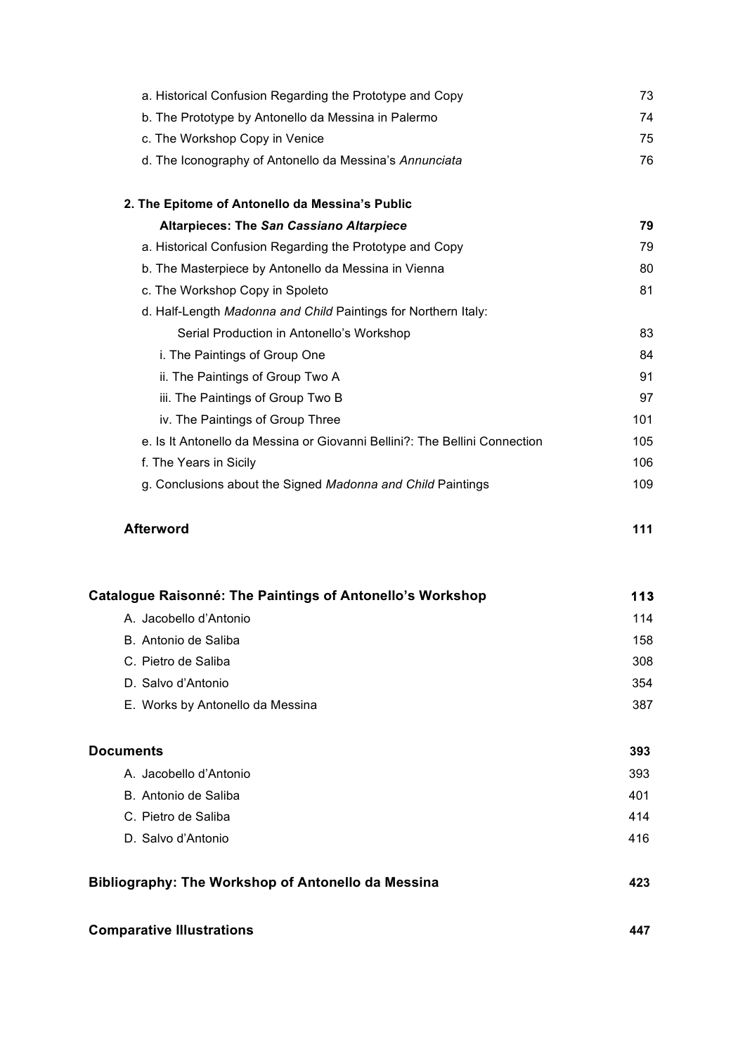a. Historical Confusion Regarding the Prototype and Copy 73

b. The Prototype by Antonello da Messina in Palermo 74

c. The Workshop Copy in Venice 75

d. The Iconography of Antonello da Messina's *Annunciata* 76

**2. The Epitome of Antonello da Messina's Public Altarpieces: The *San Cassiano Altarpiece*** **79**

a. Historical Confusion Regarding the Prototype and Copy 79

b. The Masterpiece by Antonello da Messina in Vienna 80

c. The Workshop Copy in Spoleto 81

d. Half-Length *Madonna and Child* Paintings for Northern Italy: Serial Production in Antonello's Workshop 83

i. The Paintings of Group One 84

ii. The Paintings of Group Two A 91

iii. The Paintings of Group Two B 97

iv. The Paintings of Group Three 101

e. Is It Antonello da Messina or Giovanni Bellini?: The Bellini Connection 105

f. The Years in Sicily 106

g. Conclusions about the Signed *Madonna and Child* Paintings 109

**Afterword** **111**

**Catalogue Raisonné: The Paintings of Antonello's Workshop** **113**

A. Jacobello d'Antonio 114

B. Antonio de Saliba 158

C. Pietro de Saliba 308

D. Salvo d'Antonio 354

E. Works by Antonello da Messina 387

**Documents** **393**

A. Jacobello d'Antonio 393

B. Antonio de Saliba 401

C. Pietro de Saliba 414

D. Salvo d'Antonio 416

**Bibliography: The Workshop of Antonello da Messina** **423**

**Comparative Illustrations** **447**